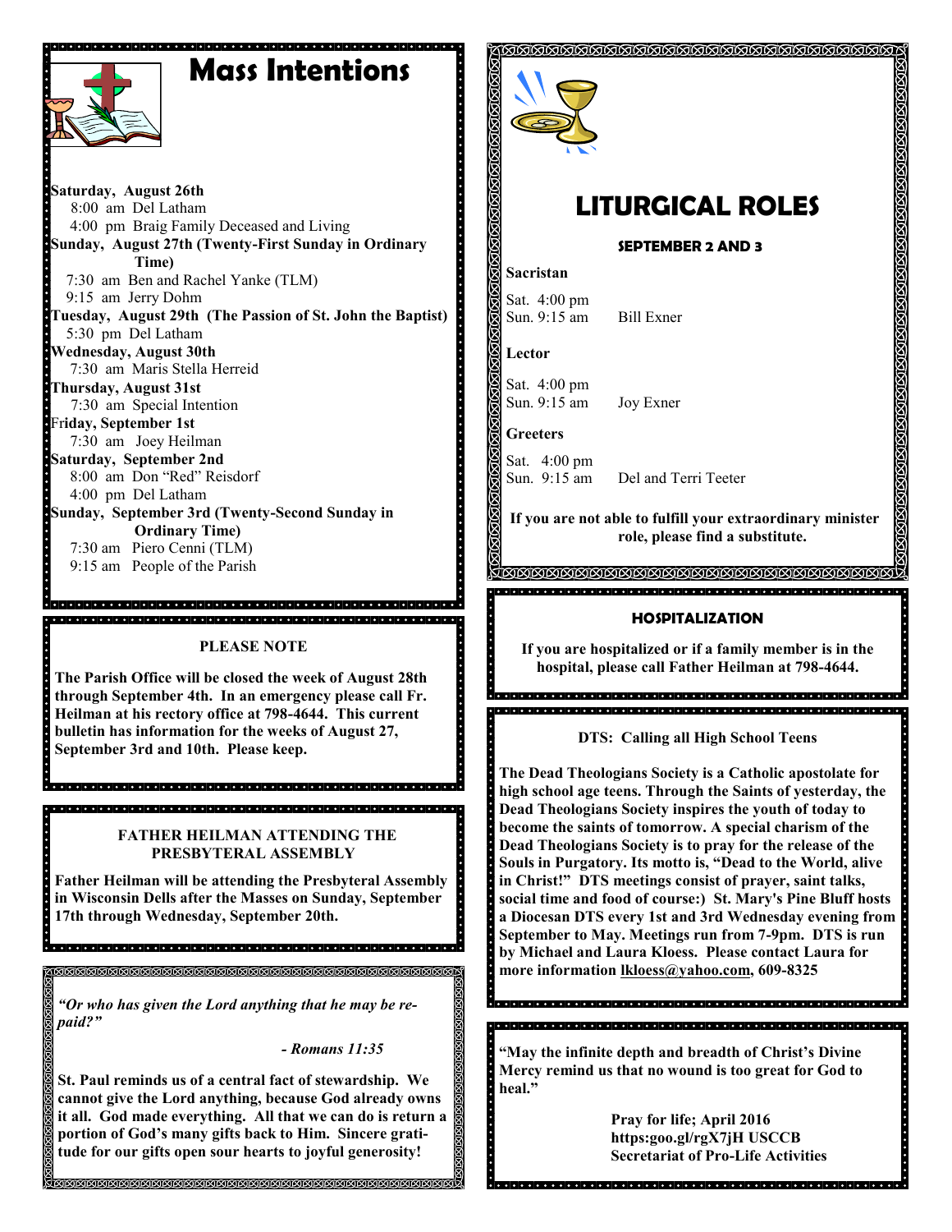# Mass Intentions

**Saturday, August 26th**
8:00 am Del Latham
4:00 pm Braig Family Deceased and Living

**Sunday, August 27th (Twenty-First Sunday in Ordinary Time)**
7:30 am Ben and Rachel Yanke (TLM)
9:15 am Jerry Dohm

**Tuesday, August 29th (The Passion of St. John the Baptist)**
5:30 pm Del Latham

**Wednesday, August 30th**
7:30 am Maris Stella Herreid

**Thursday, August 31st**
7:30 am Special Intention

**Friday, September 1st**
7:30 am Joey Heilman

**Saturday, September 2nd**
8:00 am Don "Red" Reisdorf
4:00 pm Del Latham

**Sunday, September 3rd (Twenty-Second Sunday in Ordinary Time)**
7:30 am Piero Cenni (TLM)
9:15 am People of the Parish

### PLEASE NOTE

**The Parish Office will be closed the week of August 28th through September 4th. In an emergency please call Fr. Heilman at his rectory office at 798-4644. This current bulletin has information for the weeks of August 27, September 3rd and 10th. Please keep.**

### FATHER HEILMAN ATTENDING THE PRESBYTERAL ASSEMBLY

**Father Heilman will be attending the Presbyteral Assembly in Wisconsin Dells after the Masses on Sunday, September 17th through Wednesday, September 20th.**

***"Or who has given the Lord anything that he may be repaid?"***

***- Romans 11:35***

**St. Paul reminds us of a central fact of stewardship. We cannot give the Lord anything, because God already owns it all. God made everything. All that we can do is return a portion of God's many gifts back to Him. Sincere gratitude for our gifts open sour hearts to joyful generosity!**

# LITURGICAL ROLES

**SEPTEMBER 2 AND 3**

**Sacristan**

Sat. 4:00 pm
Sun. 9:15 am Bill Exner

**Lector**

Sat. 4:00 pm
Sun. 9:15 am Joy Exner

**Greeters**

Sat. 4:00 pm
Sun. 9:15 am Del and Terri Teeter

**If you are not able to fulfill your extraordinary minister role, please find a substitute.**

### HOSPITALIZATION

**If you are hospitalized or if a family member is in the hospital, please call Father Heilman at 798-4644.**

### DTS: Calling all High School Teens

**The Dead Theologians Society is a Catholic apostolate for high school age teens. Through the Saints of yesterday, the Dead Theologians Society inspires the youth of today to become the saints of tomorrow. A special charism of the Dead Theologians Society is to pray for the release of the Souls in Purgatory. Its motto is, "Dead to the World, alive in Christ!" DTS meetings consist of prayer, saint talks, social time and food of course:) St. Mary's Pine Bluff hosts a Diocesan DTS every 1st and 3rd Wednesday evening from September to May. Meetings run from 7-9pm. DTS is run by Michael and Laura Kloess. Please contact Laura for more information lkloess@yahoo.com, 609-8325**

**"May the infinite depth and breadth of Christ's Divine Mercy remind us that no wound is too great for God to heal."**

**Pray for life; April 2016**
**https:goo.gl/rgX7jH USCCB**
**Secretariat of Pro-Life Activities**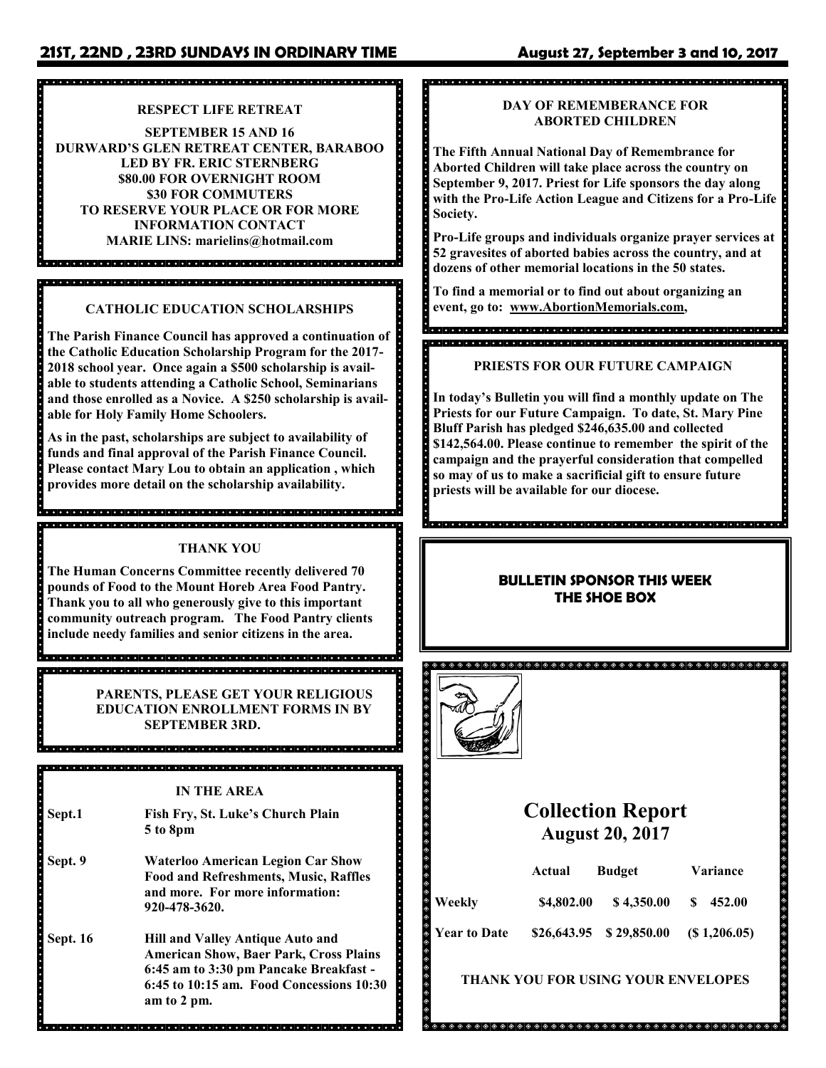## RESPECT LIFE RETREAT

**SEPTEMBER 15 AND 16**
**DURWARD'S GLEN RETREAT CENTER, BARABOO**
**LED BY FR. ERIC STERNBERG**
**$80.00 FOR OVERNIGHT ROOM**
**$30 FOR COMMUTERS**
**TO RESERVE YOUR PLACE OR FOR MORE INFORMATION CONTACT**
**MARIE LINS: marielins@hotmail.com**

## CATHOLIC EDUCATION SCHOLARSHIPS

**The Parish Finance Council has approved a continuation of the Catholic Education Scholarship Program for the 2017-2018 school year. Once again a $500 scholarship is available to students attending a Catholic School, Seminarians and those enrolled as a Novice. A $250 scholarship is available for Holy Family Home Schoolers.**

**As in the past, scholarships are subject to availability of funds and final approval of the Parish Finance Council. Please contact Mary Lou to obtain an application , which provides more detail on the scholarship availability.**

## THANK YOU

**The Human Concerns Committee recently delivered 70 pounds of Food to the Mount Horeb Area Food Pantry. Thank you to all who generously give to this important community outreach program. The Food Pantry clients include needy families and senior citizens in the area.**

**PARENTS, PLEASE GET YOUR RELIGIOUS EDUCATION ENROLLMENT FORMS IN BY SEPTEMBER 3RD.**

## IN THE AREA

| | |
|---|---|
| **Sept.1** | **Fish Fry, St. Luke's Church Plain 5 to 8pm** |
| **Sept. 9** | **Waterloo American Legion Car Show Food and Refreshments, Music, Raffles and more. For more information: 920-478-3620.** |
| **Sept. 16** | **Hill and Valley Antique Auto and American Show, Baer Park, Cross Plains 6:45 am to 3:30 pm Pancake Breakfast - 6:45 to 10:15 am. Food Concessions 10:30 am to 2 pm.** |

## DAY OF REMEMBRANCE FOR ABORTED CHILDREN

**The Fifth Annual National Day of Remembrance for Aborted Children will take place across the country on September 9, 2017. Priest for Life sponsors the day along with the Pro-Life Action League and Citizens for a Pro-Life Society.**

**Pro-Life groups and individuals organize prayer services at 52 gravesites of aborted babies across the country, and at dozens of other memorial locations in the 50 states.**

**To find a memorial or to find out about organizing an event, go to: www.AbortionMemorials.com,**

## PRIESTS FOR OUR FUTURE CAMPAIGN

**In today's Bulletin you will find a monthly update on The Priests for our Future Campaign. To date, St. Mary Pine Bluff Parish has pledged $246,635.00 and collected $142,564.00. Please continue to remember the spirit of the campaign and the prayerful consideration that compelled so may of us to make a sacrificial gift to ensure future priests will be available for our diocese.**

**BULLETIN SPONSOR THIS WEEK**
**THE SHOE BOX**

## Collection Report
### August 20, 2017

| | Actual | Budget | Variance |
|---|---|---|---|
| Weekly | $4,802.00 | $ 4,350.00 | $ 452.00 |
| Year to Date | $26,643.95 | $ 29,850.00 | ($ 1,206.05) |

**THANK YOU FOR USING YOUR ENVELOPES**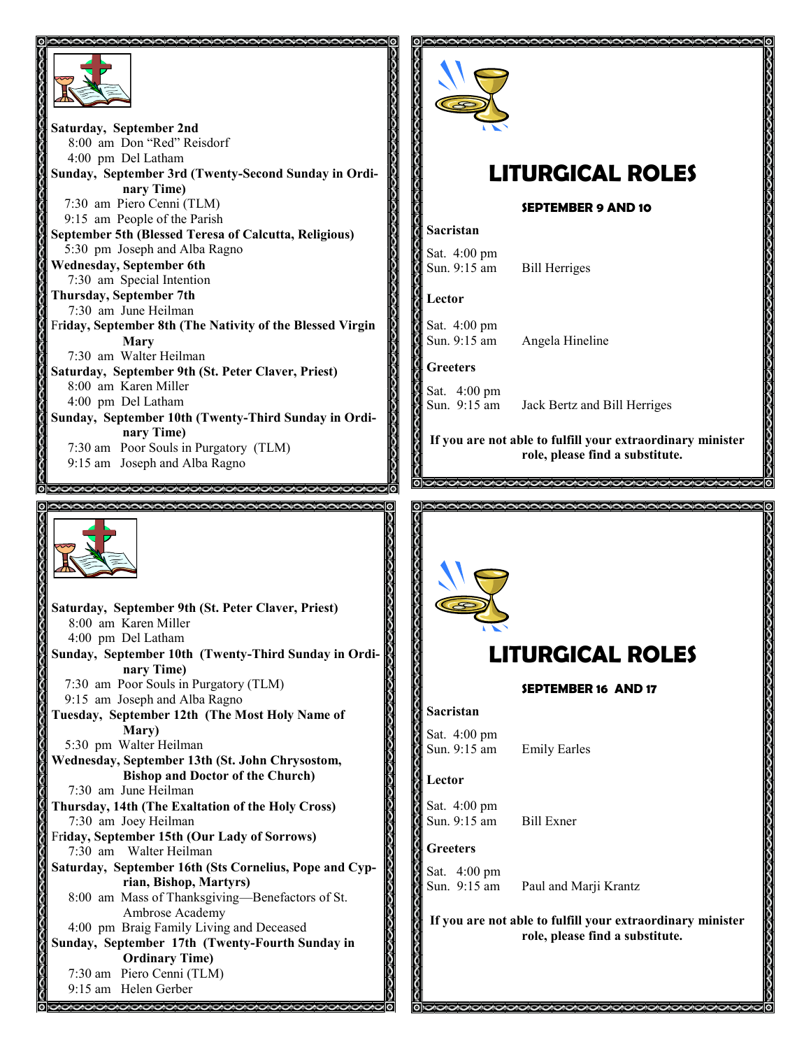**Saturday, September 2nd**
8:00 am Don "Red" Reisdorf
4:00 pm Del Latham

**Sunday, September 3rd (Twenty-Second Sunday in Ordinary Time)**
7:30 am Piero Cenni (TLM)
9:15 am People of the Parish

**September 5th (Blessed Teresa of Calcutta, Religious)**
5:30 pm Joseph and Alba Ragno

**Wednesday, September 6th**
7:30 am Special Intention

**Thursday, September 7th**
7:30 am June Heilman

**Friday, September 8th (The Nativity of the Blessed Virgin Mary**
7:30 am Walter Heilman

**Saturday, September 9th (St. Peter Claver, Priest)**
8:00 am Karen Miller
4:00 pm Del Latham

**Sunday, September 10th (Twenty-Third Sunday in Ordinary Time)**
7:30 am Poor Souls in Purgatory (TLM)
9:15 am Joseph and Alba Ragno

# LITURGICAL ROLES

### SEPTEMBER 9 AND 10

**Sacristan**

Sat. 4:00 pm
Sun. 9:15 am Bill Herriges

**Lector**

Sat. 4:00 pm
Sun. 9:15 am Angela Hineline

**Greeters**

Sat. 4:00 pm
Sun. 9:15 am Jack Bertz and Bill Herriges

**If you are not able to fulfill your extraordinary minister role, please find a substitute.**

**Saturday, September 9th (St. Peter Claver, Priest)**
8:00 am Karen Miller
4:00 pm Del Latham

**Sunday, September 10th (Twenty-Third Sunday in Ordinary Time)**
7:30 am Poor Souls in Purgatory (TLM)
9:15 am Joseph and Alba Ragno

**Tuesday, September 12th (The Most Holy Name of Mary)**
5:30 pm Walter Heilman

**Wednesday, September 13th (St. John Chrysostom, Bishop and Doctor of the Church)**
7:30 am June Heilman

**Thursday, 14th (The Exaltation of the Holy Cross)**
7:30 am Joey Heilman

**Friday, September 15th (Our Lady of Sorrows)**
7:30 am Walter Heilman

**Saturday, September 16th (Sts Cornelius, Pope and Cyprian, Bishop, Martyrs)**
8:00 am Mass of Thanksgiving—Benefactors of St. Ambrose Academy
4:00 pm Braig Family Living and Deceased

**Sunday, September 17th (Twenty-Fourth Sunday in Ordinary Time)**
7:30 am Piero Cenni (TLM)
9:15 am Helen Gerber

# LITURGICAL ROLES

### SEPTEMBER 16 AND 17

**Sacristan**

Sat. 4:00 pm
Sun. 9:15 am Emily Earles

**Lector**

Sat. 4:00 pm
Sun. 9:15 am Bill Exner

**Greeters**

Sat. 4:00 pm
Sun. 9:15 am Paul and Marji Krantz

**If you are not able to fulfill your extraordinary minister role, please find a substitute.**